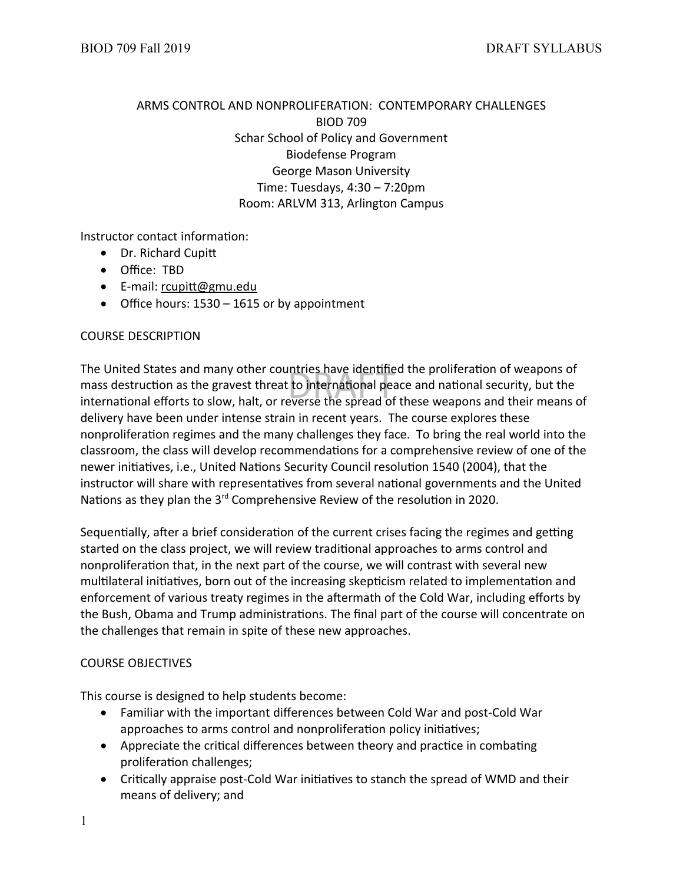# ARMS CONTROL AND NONPROLIFERATION: CONTEMPORARY CHALLENGES

BIOD 709
Schar School of Policy and Government
Biodefense Program
George Mason University
Time: Tuesdays, 4:30 – 7:20pm
Room: ARLVM 313, Arlington Campus

Instructor contact information:

- Dr. Richard Cupitt
- Office: TBD
- E-mail: rcupitt@gmu.edu
- Office hours: 1530 – 1615 or by appointment

## COURSE DESCRIPTION

The United States and many other countries have identified the proliferation of weapons of mass destruction as the gravest threat to international peace and national security, but the international efforts to slow, halt, or reverse the spread of these weapons and their means of delivery have been under intense strain in recent years. The course explores these nonproliferation regimes and the many challenges they face. To bring the real world into the classroom, the class will develop recommendations for a comprehensive review of one of the newer initiatives, i.e., United Nations Security Council resolution 1540 (2004), that the instructor will share with representatives from several national governments and the United Nations as they plan the 3rd Comprehensive Review of the resolution in 2020.

Sequentially, after a brief consideration of the current crises facing the regimes and getting started on the class project, we will review traditional approaches to arms control and nonproliferation that, in the next part of the course, we will contrast with several new multilateral initiatives, born out of the increasing skepticism related to implementation and enforcement of various treaty regimes in the aftermath of the Cold War, including efforts by the Bush, Obama and Trump administrations. The final part of the course will concentrate on the challenges that remain in spite of these new approaches.

## COURSE OBJECTIVES

This course is designed to help students become:

- Familiar with the important differences between Cold War and post-Cold War approaches to arms control and nonproliferation policy initiatives;
- Appreciate the critical differences between theory and practice in combating proliferation challenges;
- Critically appraise post-Cold War initiatives to stanch the spread of WMD and their means of delivery; and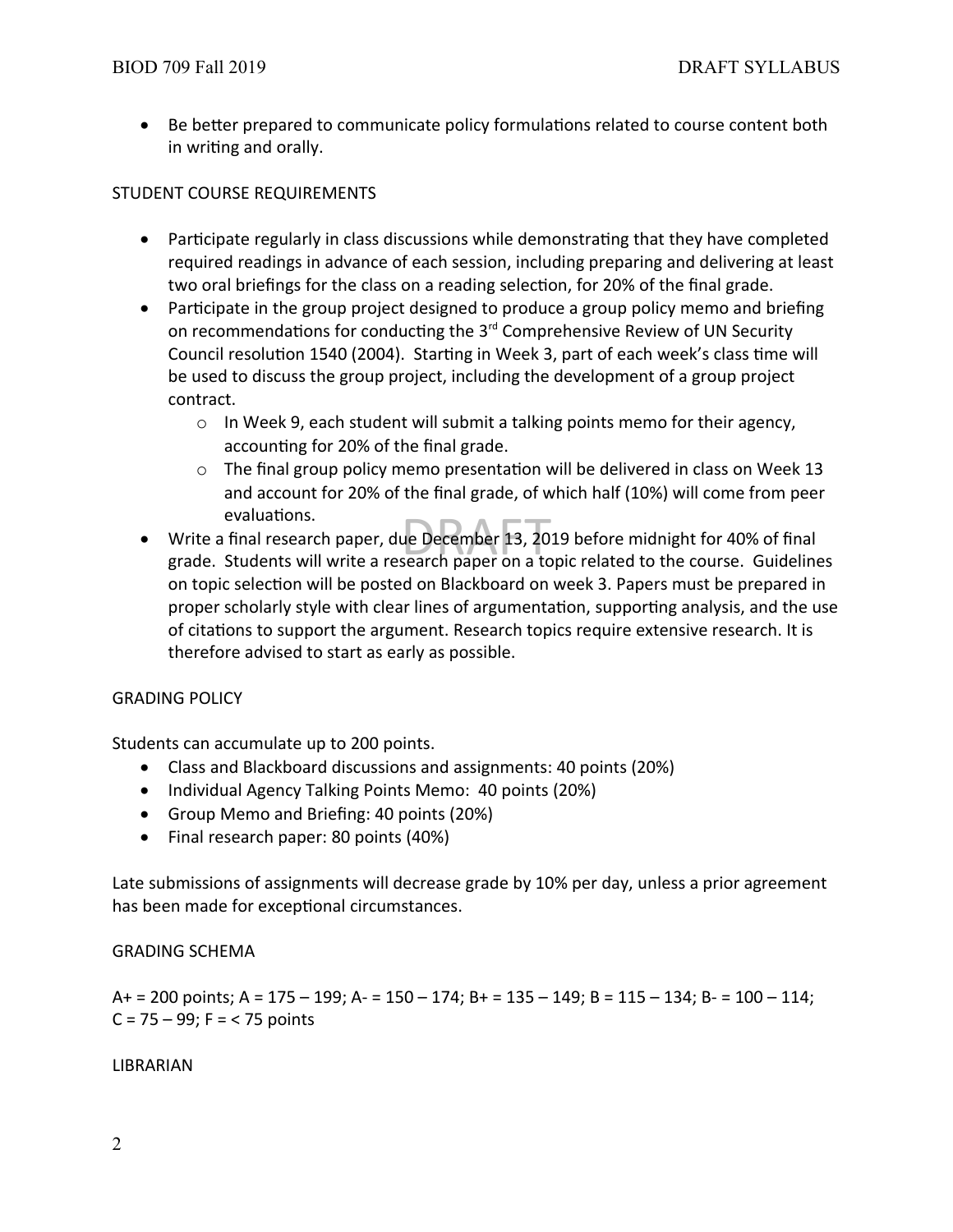- Be better prepared to communicate policy formulations related to course content both in writing and orally.

## STUDENT COURSE REQUIREMENTS

- Participate regularly in class discussions while demonstrating that they have completed required readings in advance of each session, including preparing and delivering at least two oral briefings for the class on a reading selection, for 20% of the final grade.
- Participate in the group project designed to produce a group policy memo and briefing on recommendations for conducting the 3rd Comprehensive Review of UN Security Council resolution 1540 (2004). Starting in Week 3, part of each week's class time will be used to discuss the group project, including the development of a group project contract.
  - In Week 9, each student will submit a talking points memo for their agency, accounting for 20% of the final grade.
  - The final group policy memo presentation will be delivered in class on Week 13 and account for 20% of the final grade, of which half (10%) will come from peer evaluations.
- Write a final research paper, due December 13, 2019 before midnight for 40% of final grade. Students will write a research paper on a topic related to the course. Guidelines on topic selection will be posted on Blackboard on week 3. Papers must be prepared in proper scholarly style with clear lines of argumentation, supporting analysis, and the use of citations to support the argument. Research topics require extensive research. It is therefore advised to start as early as possible.

## GRADING POLICY

Students can accumulate up to 200 points.

- Class and Blackboard discussions and assignments: 40 points (20%)
- Individual Agency Talking Points Memo: 40 points (20%)
- Group Memo and Briefing: 40 points (20%)
- Final research paper: 80 points (40%)

Late submissions of assignments will decrease grade by 10% per day, unless a prior agreement has been made for exceptional circumstances.

## GRADING SCHEMA

A+ = 200 points; A = 175 – 199; A- = 150 – 174; B+ = 135 – 149; B = 115 – 134; B- = 100 – 114; C = 75 – 99; F = < 75 points

## LIBRARIAN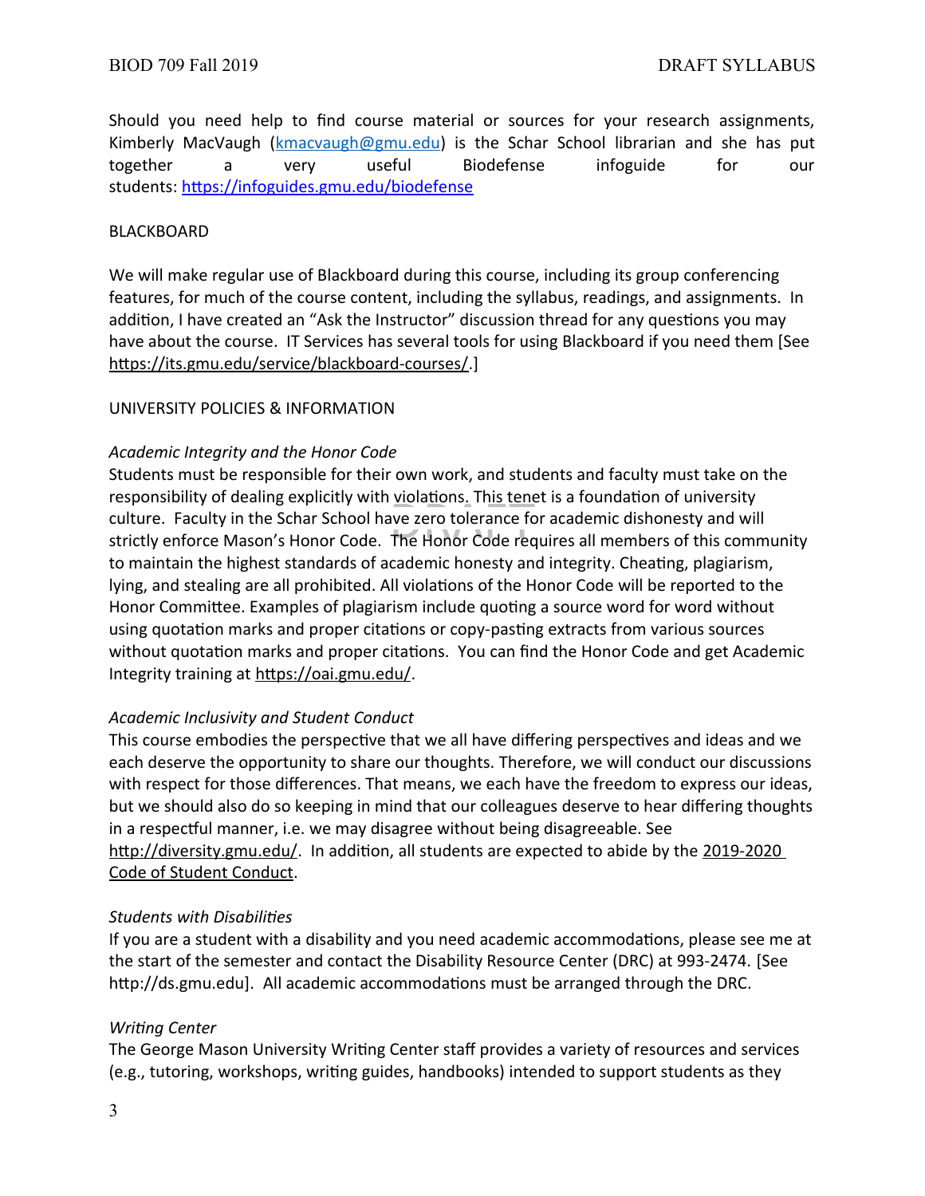Should you need help to find course material or sources for your research assignments, Kimberly MacVaugh ([kmacvaugh@gmu.edu](mailto:kmacvaugh@gmu.edu)) is the Schar School librarian and she has put together a very useful Biodefense infoguide for our students: [https://infoguides.gmu.edu/biodefense](https://infoguides.gmu.edu/biodefense)

## BLACKBOARD

We will make regular use of Blackboard during this course, including its group conferencing features, for much of the course content, including the syllabus, readings, and assignments. In addition, I have created an "Ask the Instructor" discussion thread for any questions you may have about the course. IT Services has several tools for using Blackboard if you need them [See https://its.gmu.edu/service/blackboard-courses/.]

## UNIVERSITY POLICIES & INFORMATION

### *Academic Integrity and the Honor Code*

Students must be responsible for their own work, and students and faculty must take on the responsibility of dealing explicitly with violations. This tenet is a foundation of university culture. Faculty in the Schar School have zero tolerance for academic dishonesty and will strictly enforce Mason's Honor Code. The Honor Code requires all members of this community to maintain the highest standards of academic honesty and integrity. Cheating, plagiarism, lying, and stealing are all prohibited. All violations of the Honor Code will be reported to the Honor Committee. Examples of plagiarism include quoting a source word for word without using quotation marks and proper citations or copy-pasting extracts from various sources without quotation marks and proper citations. You can find the Honor Code and get Academic Integrity training at https://oai.gmu.edu/.

### *Academic Inclusivity and Student Conduct*

This course embodies the perspective that we all have differing perspectives and ideas and we each deserve the opportunity to share our thoughts. Therefore, we will conduct our discussions with respect for those differences. That means, we each have the freedom to express our ideas, but we should also do so keeping in mind that our colleagues deserve to hear differing thoughts in a respectful manner, i.e. we may disagree without being disagreeable. See http://diversity.gmu.edu/. In addition, all students are expected to abide by the 2019-2020 Code of Student Conduct.

### *Students with Disabilities*

If you are a student with a disability and you need academic accommodations, please see me at the start of the semester and contact the Disability Resource Center (DRC) at 993-2474. [See http://ds.gmu.edu]. All academic accommodations must be arranged through the DRC.

### *Writing Center*

The George Mason University Writing Center staff provides a variety of resources and services (e.g., tutoring, workshops, writing guides, handbooks) intended to support students as they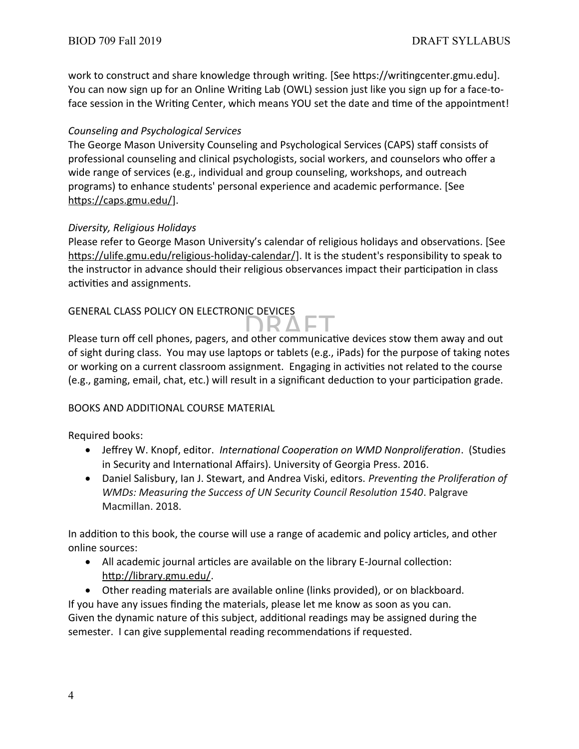work to construct and share knowledge through writing. [See https://writingcenter.gmu.edu]. You can now sign up for an Online Writing Lab (OWL) session just like you sign up for a face-to-face session in the Writing Center, which means YOU set the date and time of the appointment!

*Counseling and Psychological Services*

The George Mason University Counseling and Psychological Services (CAPS) staff consists of professional counseling and clinical psychologists, social workers, and counselors who offer a wide range of services (e.g., individual and group counseling, workshops, and outreach programs) to enhance students' personal experience and academic performance. [See https://caps.gmu.edu/].

*Diversity, Religious Holidays*

Please refer to George Mason University's calendar of religious holidays and observations. [See https://ulife.gmu.edu/religious-holiday-calendar/]. It is the student's responsibility to speak to the instructor in advance should their religious observances impact their participation in class activities and assignments.

## GENERAL CLASS POLICY ON ELECTRONIC DEVICES

Please turn off cell phones, pagers, and other communicative devices stow them away and out of sight during class. You may use laptops or tablets (e.g., iPads) for the purpose of taking notes or working on a current classroom assignment. Engaging in activities not related to the course (e.g., gaming, email, chat, etc.) will result in a significant deduction to your participation grade.

## BOOKS AND ADDITIONAL COURSE MATERIAL

Required books:

- Jeffrey W. Knopf, editor. *International Cooperation on WMD Nonproliferation*. (Studies in Security and International Affairs). University of Georgia Press. 2016.
- Daniel Salisbury, Ian J. Stewart, and Andrea Viski, editors. *Preventing the Proliferation of WMDs: Measuring the Success of UN Security Council Resolution 1540*. Palgrave Macmillan. 2018.

In addition to this book, the course will use a range of academic and policy articles, and other online sources:

- All academic journal articles are available on the library E-Journal collection: http://library.gmu.edu/.
- Other reading materials are available online (links provided), or on blackboard.

If you have any issues finding the materials, please let me know as soon as you can.
Given the dynamic nature of this subject, additional readings may be assigned during the semester. I can give supplemental reading recommendations if requested.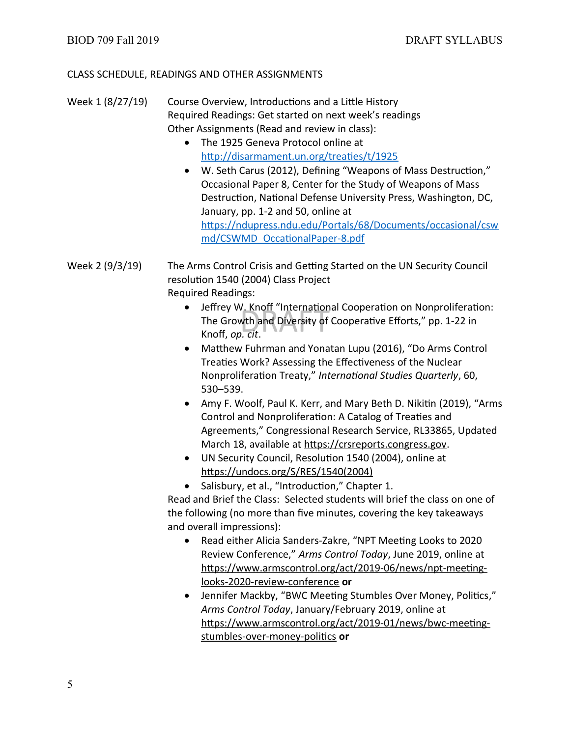CLASS SCHEDULE, READINGS AND OTHER ASSIGNMENTS

**Week 1 (8/27/19)** Course Overview, Introductions and a Little History

Required Readings: Get started on next week's readings

Other Assignments (Read and review in class):

- The 1925 Geneva Protocol online at http://disarmament.un.org/treaties/t/1925
- W. Seth Carus (2012), Defining "Weapons of Mass Destruction," Occasional Paper 8, Center for the Study of Weapons of Mass Destruction, National Defense University Press, Washington, DC, January, pp. 1-2 and 50, online at https://ndupress.ndu.edu/Portals/68/Documents/occasional/cswmd/CSWMD_OccasionalPaper-8.pdf

**Week 2 (9/3/19)** The Arms Control Crisis and Getting Started on the UN Security Council resolution 1540 (2004) Class Project

Required Readings:

- Jeffrey W. Knoff "International Cooperation on Nonproliferation: The Growth and Diversity of Cooperative Efforts," pp. 1-22 in Knoff, *op. cit*.
- Matthew Fuhrman and Yonatan Lupu (2016), "Do Arms Control Treaties Work? Assessing the Effectiveness of the Nuclear Nonproliferation Treaty," *International Studies Quarterly*, 60, 530–539.
- Amy F. Woolf, Paul K. Kerr, and Mary Beth D. Nikitin (2019), "Arms Control and Nonproliferation: A Catalog of Treaties and Agreements," Congressional Research Service, RL33865, Updated March 18, available at https://crsreports.congress.gov.
- UN Security Council, Resolution 1540 (2004), online at https://undocs.org/S/RES/1540(2004)
- Salisbury, et al., "Introduction," Chapter 1.

Read and Brief the Class: Selected students will brief the class on one of the following (no more than five minutes, covering the key takeaways and overall impressions):

- Read either Alicia Sanders-Zakre, "NPT Meeting Looks to 2020 Review Conference," *Arms Control Today*, June 2019, online at https://www.armscontrol.org/act/2019-06/news/npt-meeting-looks-2020-review-conference **or**
- Jennifer Mackby, "BWC Meeting Stumbles Over Money, Politics," *Arms Control Today*, January/February 2019, online at https://www.armscontrol.org/act/2019-01/news/bwc-meeting-stumbles-over-money-politics **or**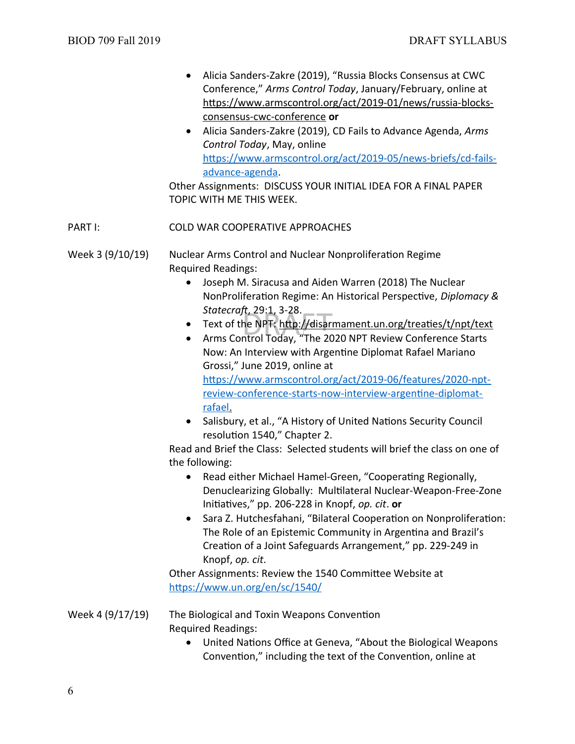- Alicia Sanders-Zakre (2019), "Russia Blocks Consensus at CWC Conference," *Arms Control Today*, January/February, online at https://www.armscontrol.org/act/2019-01/news/russia-blocks-consensus-cwc-conference **or**
- Alicia Sanders-Zakre (2019), CD Fails to Advance Agenda, *Arms Control Today*, May, online https://www.armscontrol.org/act/2019-05/news-briefs/cd-fails-advance-agenda.

Other Assignments: DISCUSS YOUR INITIAL IDEA FOR A FINAL PAPER TOPIC WITH ME THIS WEEK.

PART I: COLD WAR COOPERATIVE APPROACHES

**Week 3 (9/10/19)** Nuclear Arms Control and Nuclear Nonproliferation Regime

Required Readings:

- Joseph M. Siracusa and Aiden Warren (2018) The Nuclear NonProliferation Regime: An Historical Perspective, *Diplomacy & Statecraft*, 29:1, 3-28.
- Text of the NPT: http://disarmament.un.org/treaties/t/npt/text
- Arms Control Today, "The 2020 NPT Review Conference Starts Now: An Interview with Argentine Diplomat Rafael Mariano Grossi," June 2019, online at https://www.armscontrol.org/act/2019-06/features/2020-npt-review-conference-starts-now-interview-argentine-diplomat-rafael.
- Salisbury, et al., "A History of United Nations Security Council resolution 1540," Chapter 2.

Read and Brief the Class: Selected students will brief the class on one of the following:

- Read either Michael Hamel-Green, "Cooperating Regionally, Denuclearizing Globally: Multilateral Nuclear-Weapon-Free-Zone Initiatives," pp. 206-228 in Knopf, *op. cit*. **or**
- Sara Z. Hutchesfahani, "Bilateral Cooperation on Nonproliferation: The Role of an Epistemic Community in Argentina and Brazil's Creation of a Joint Safeguards Arrangement," pp. 229-249 in Knopf, *op. cit*.

Other Assignments: Review the 1540 Committee Website at https://www.un.org/en/sc/1540/

**Week 4 (9/17/19)** The Biological and Toxin Weapons Convention

Required Readings:

- United Nations Office at Geneva, "About the Biological Weapons Convention," including the text of the Convention, online at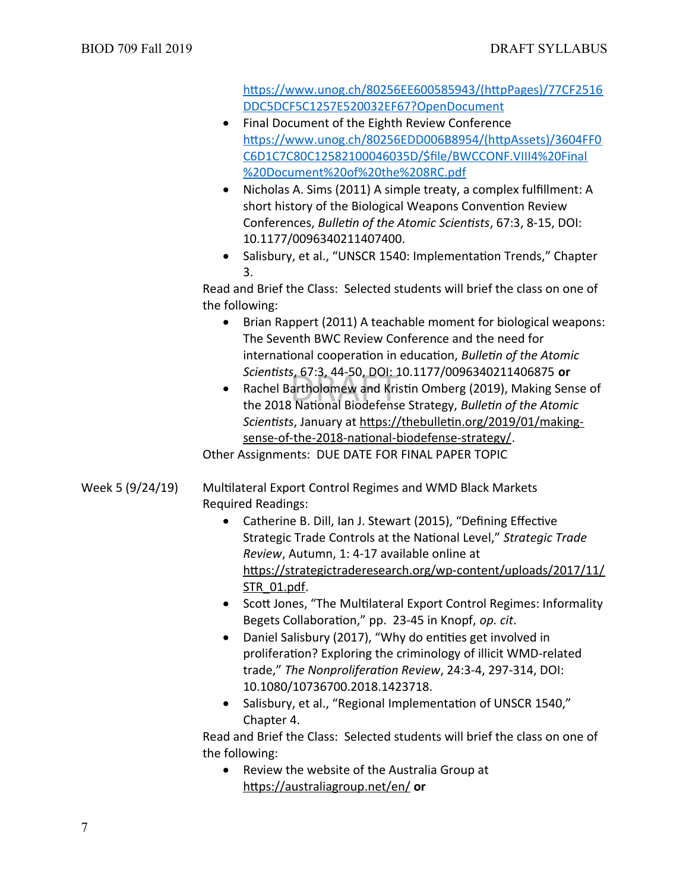https://www.unog.ch/80256EE600585943/(httpPages)/77CF2516DDC5DCF5C1257E520032EF67?OpenDocument

- Final Document of the Eighth Review Conference https://www.unog.ch/80256EDD006B8954/(httpAssets)/3604FF0C6D1C7C80C12582100046035D/$file/BWCCONF.VIII4%20Final%20Document%20of%20the%208RC.pdf
- Nicholas A. Sims (2011) A simple treaty, a complex fulfillment: A short history of the Biological Weapons Convention Review Conferences, *Bulletin of the Atomic Scientists*, 67:3, 8-15, DOI: 10.1177/0096340211407400.
- Salisbury, et al., "UNSCR 1540: Implementation Trends," Chapter 3.

Read and Brief the Class: Selected students will brief the class on one of the following:

- Brian Rappert (2011) A teachable moment for biological weapons: The Seventh BWC Review Conference and the need for international cooperation in education, *Bulletin of the Atomic Scientists*, 67:3, 44-50, DOI: 10.1177/0096340211406875 **or**
- Rachel Bartholomew and Kristin Omberg (2019), Making Sense of the 2018 National Biodefense Strategy, *Bulletin of the Atomic Scientists*, January at https://thebulletin.org/2019/01/making-sense-of-the-2018-national-biodefense-strategy/.

Other Assignments: DUE DATE FOR FINAL PAPER TOPIC

**Week 5 (9/24/19)** Multilateral Export Control Regimes and WMD Black Markets

Required Readings:

- Catherine B. Dill, Ian J. Stewart (2015), "Defining Effective Strategic Trade Controls at the National Level," *Strategic Trade Review*, Autumn, 1: 4-17 available online at https://strategictraderesearch.org/wp-content/uploads/2017/11/STR_01.pdf.
- Scott Jones, "The Multilateral Export Control Regimes: Informality Begets Collaboration," pp. 23-45 in Knopf, *op. cit*.
- Daniel Salisbury (2017), "Why do entities get involved in proliferation? Exploring the criminology of illicit WMD-related trade," *The Nonproliferation Review*, 24:3-4, 297-314, DOI: 10.1080/10736700.2018.1423718.
- Salisbury, et al., "Regional Implementation of UNSCR 1540," Chapter 4.

Read and Brief the Class: Selected students will brief the class on one of the following:

- Review the website of the Australia Group at https://australiagroup.net/en/ **or**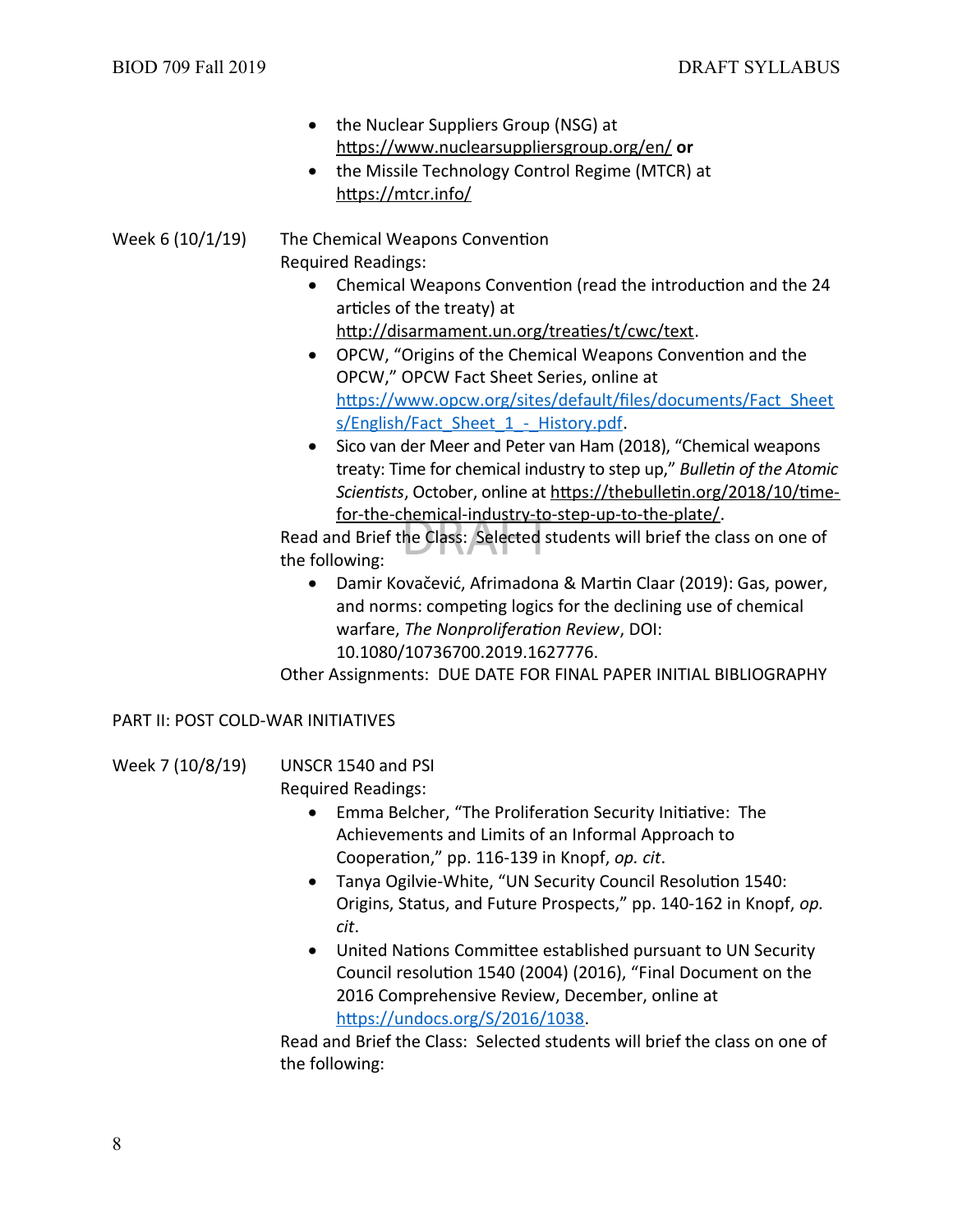- the Nuclear Suppliers Group (NSG) at https://www.nuclearsuppliersgroup.org/en/ **or**
- the Missile Technology Control Regime (MTCR) at https://mtcr.info/

Week 6 (10/1/19) The Chemical Weapons Convention

Required Readings:

- Chemical Weapons Convention (read the introduction and the 24 articles of the treaty) at http://disarmament.un.org/treaties/t/cwc/text.
- OPCW, "Origins of the Chemical Weapons Convention and the OPCW," OPCW Fact Sheet Series, online at https://www.opcw.org/sites/default/files/documents/Fact_Sheets/English/Fact_Sheet_1_-_History.pdf.
- Sico van der Meer and Peter van Ham (2018), "Chemical weapons treaty: Time for chemical industry to step up," *Bulletin of the Atomic Scientists*, October, online at https://thebulletin.org/2018/10/time-for-the-chemical-industry-to-step-up-to-the-plate/.

Read and Brief the Class: Selected students will brief the class on one of the following:

- Damir Kovačević, Afrimadona & Martin Claar (2019): Gas, power, and norms: competing logics for the declining use of chemical warfare, *The Nonproliferation Review*, DOI: 10.1080/10736700.2019.1627776.

Other Assignments: DUE DATE FOR FINAL PAPER INITIAL BIBLIOGRAPHY

## PART II: POST COLD-WAR INITIATIVES

Week 7 (10/8/19) UNSCR 1540 and PSI

Required Readings:

- Emma Belcher, "The Proliferation Security Initiative: The Achievements and Limits of an Informal Approach to Cooperation," pp. 116-139 in Knopf, *op. cit*.
- Tanya Ogilvie-White, "UN Security Council Resolution 1540: Origins, Status, and Future Prospects," pp. 140-162 in Knopf, *op. cit*.
- United Nations Committee established pursuant to UN Security Council resolution 1540 (2004) (2016), "Final Document on the 2016 Comprehensive Review, December, online at https://undocs.org/S/2016/1038.

Read and Brief the Class: Selected students will brief the class on one of the following: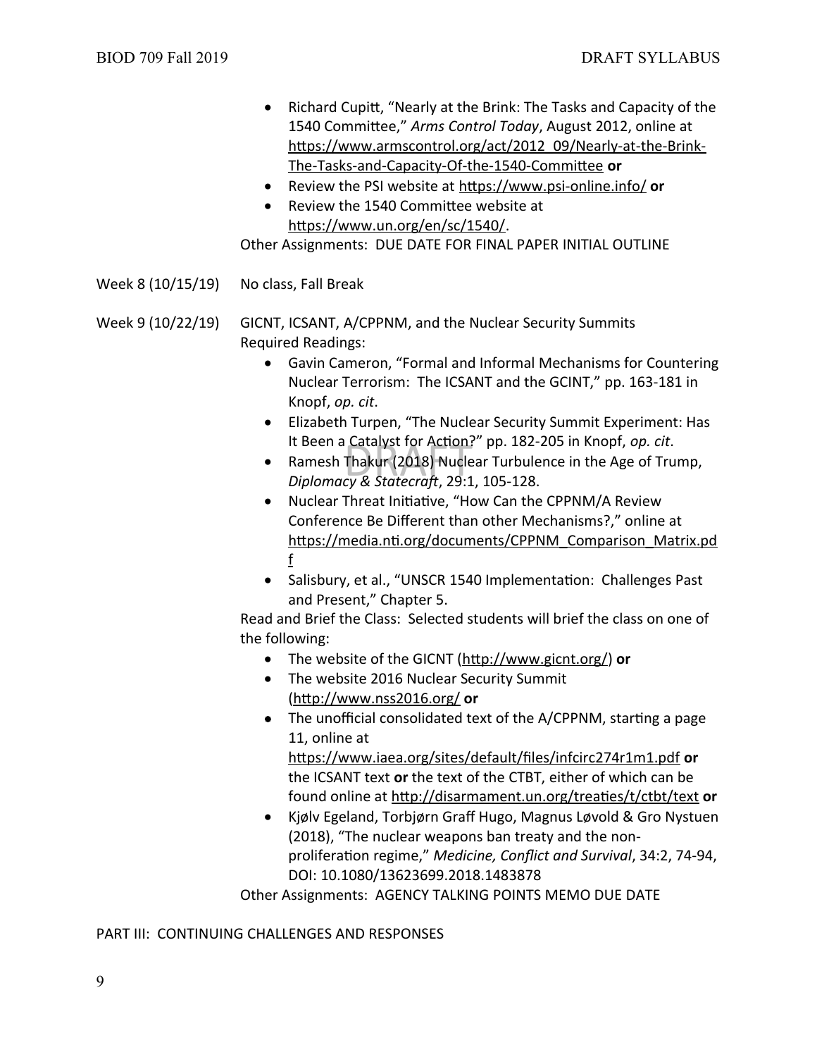- Richard Cupitt, "Nearly at the Brink: The Tasks and Capacity of the 1540 Committee," *Arms Control Today*, August 2012, online at https://www.armscontrol.org/act/2012_09/Nearly-at-the-Brink-The-Tasks-and-Capacity-Of-the-1540-Committee **or**
- Review the PSI website at https://www.psi-online.info/ **or**
- Review the 1540 Committee website at https://www.un.org/en/sc/1540/.

Other Assignments: DUE DATE FOR FINAL PAPER INITIAL OUTLINE

Week 8 (10/15/19) No class, Fall Break

Week 9 (10/22/19) GICNT, ICSANT, A/CPPNM, and the Nuclear Security Summits

Required Readings:

- Gavin Cameron, "Formal and Informal Mechanisms for Countering Nuclear Terrorism: The ICSANT and the GCINT," pp. 163-181 in Knopf, *op. cit*.
- Elizabeth Turpen, "The Nuclear Security Summit Experiment: Has It Been a Catalyst for Action?" pp. 182-205 in Knopf, *op. cit*.
- Ramesh Thakur (2018) Nuclear Turbulence in the Age of Trump, *Diplomacy & Statecraft*, 29:1, 105-128.
- Nuclear Threat Initiative, "How Can the CPPNM/A Review Conference Be Different than other Mechanisms?," online at https://media.nti.org/documents/CPPNM_Comparison_Matrix.pdf
- Salisbury, et al., "UNSCR 1540 Implementation: Challenges Past and Present," Chapter 5.

Read and Brief the Class: Selected students will brief the class on one of the following:

- The website of the GICNT (http://www.gicnt.org/) **or**
- The website 2016 Nuclear Security Summit (http://www.nss2016.org/ **or**
- The unofficial consolidated text of the A/CPPNM, starting a page 11, online at https://www.iaea.org/sites/default/files/infcirc274r1m1.pdf **or** the ICSANT text **or** the text of the CTBT, either of which can be found online at http://disarmament.un.org/treaties/t/ctbt/text **or**
- Kjølv Egeland, Torbjørn Graff Hugo, Magnus Løvold & Gro Nystuen (2018), "The nuclear weapons ban treaty and the non-proliferation regime," *Medicine, Conflict and Survival*, 34:2, 74-94, DOI: 10.1080/13623699.2018.1483878

Other Assignments: AGENCY TALKING POINTS MEMO DUE DATE

PART III: CONTINUING CHALLENGES AND RESPONSES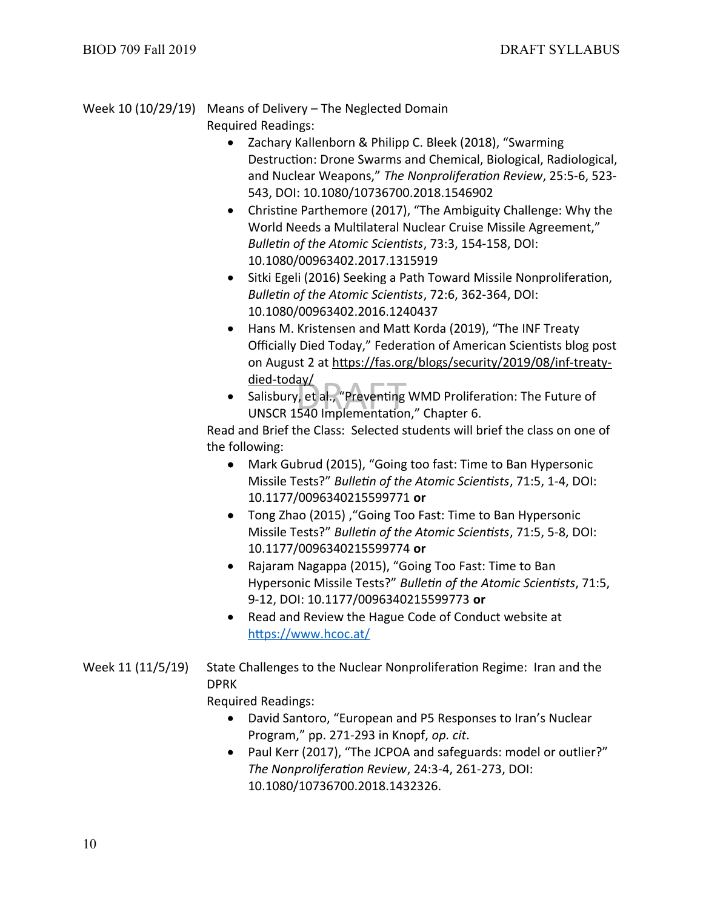Week 10 (10/29/19) Means of Delivery – The Neglected Domain

Required Readings:

- Zachary Kallenborn & Philipp C. Bleek (2018), "Swarming Destruction: Drone Swarms and Chemical, Biological, Radiological, and Nuclear Weapons," *The Nonproliferation Review*, 25:5-6, 523-543, DOI: 10.1080/10736700.2018.1546902
- Christine Parthemore (2017), "The Ambiguity Challenge: Why the World Needs a Multilateral Nuclear Cruise Missile Agreement," *Bulletin of the Atomic Scientists*, 73:3, 154-158, DOI: 10.1080/00963402.2017.1315919
- Sitki Egeli (2016) Seeking a Path Toward Missile Nonproliferation, *Bulletin of the Atomic Scientists*, 72:6, 362-364, DOI: 10.1080/00963402.2016.1240437
- Hans M. Kristensen and Matt Korda (2019), "The INF Treaty Officially Died Today," Federation of American Scientists blog post on August 2 at https://fas.org/blogs/security/2019/08/inf-treaty-died-today/
- Salisbury, et al., "Preventing WMD Proliferation: The Future of UNSCR 1540 Implementation," Chapter 6.

Read and Brief the Class: Selected students will brief the class on one of the following:

- Mark Gubrud (2015), "Going too fast: Time to Ban Hypersonic Missile Tests?" *Bulletin of the Atomic Scientists*, 71:5, 1-4, DOI: 10.1177/0096340215599771 **or**
- Tong Zhao (2015) ,"Going Too Fast: Time to Ban Hypersonic Missile Tests?" *Bulletin of the Atomic Scientists*, 71:5, 5-8, DOI: 10.1177/0096340215599774 **or**
- Rajaram Nagappa (2015), "Going Too Fast: Time to Ban Hypersonic Missile Tests?" *Bulletin of the Atomic Scientists*, 71:5, 9-12, DOI: 10.1177/0096340215599773 **or**
- Read and Review the Hague Code of Conduct website at https://www.hcoc.at/

Week 11 (11/5/19) State Challenges to the Nuclear Nonproliferation Regime: Iran and the DPRK

Required Readings:

- David Santoro, "European and P5 Responses to Iran's Nuclear Program," pp. 271-293 in Knopf, *op. cit*.
- Paul Kerr (2017), "The JCPOA and safeguards: model or outlier?" *The Nonproliferation Review*, 24:3-4, 261-273, DOI: 10.1080/10736700.2018.1432326.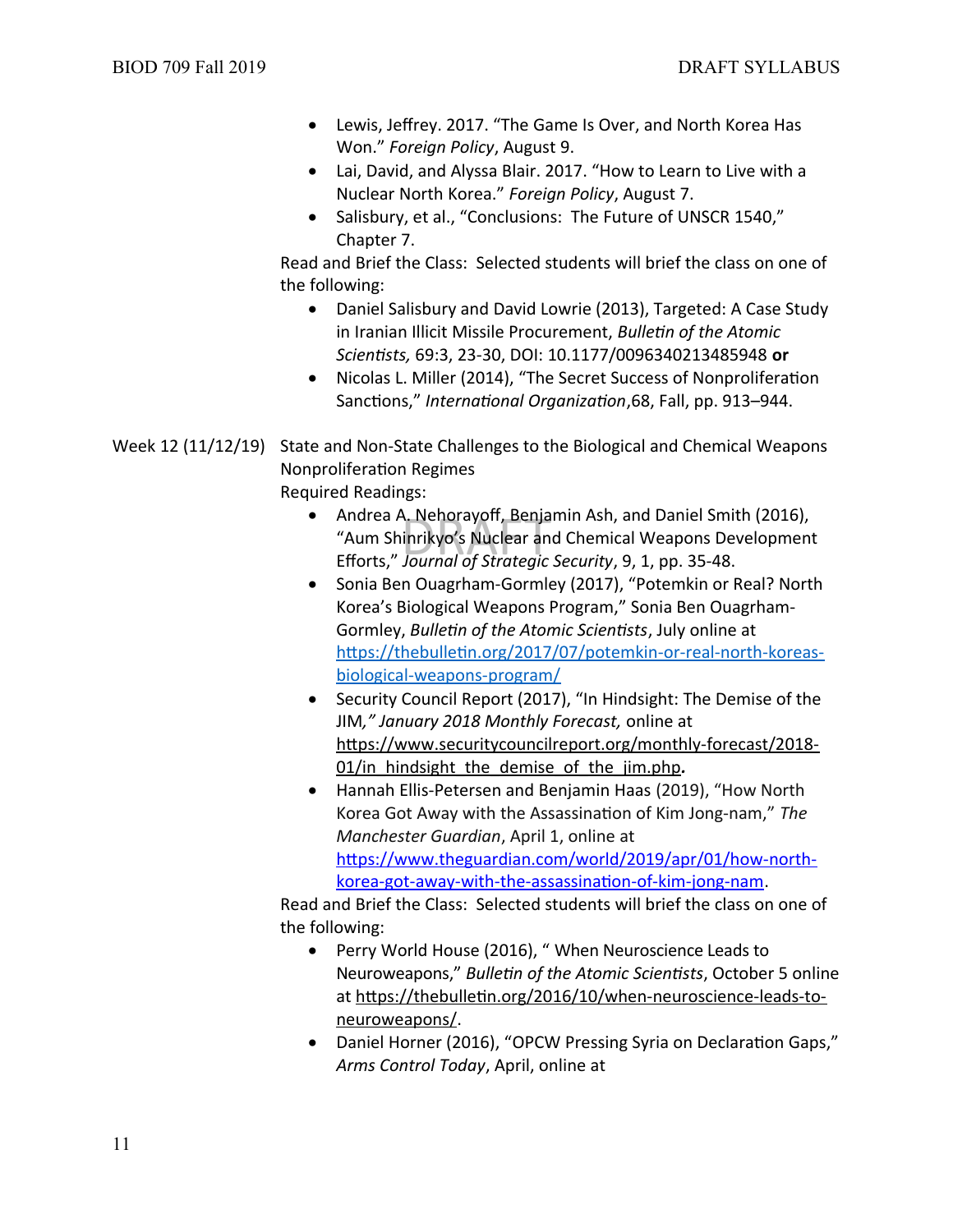- Lewis, Jeffrey. 2017. "The Game Is Over, and North Korea Has Won." *Foreign Policy*, August 9.
- Lai, David, and Alyssa Blair. 2017. "How to Learn to Live with a Nuclear North Korea." *Foreign Policy*, August 7.
- Salisbury, et al., "Conclusions: The Future of UNSCR 1540," Chapter 7.

Read and Brief the Class: Selected students will brief the class on one of the following:

- Daniel Salisbury and David Lowrie (2013), Targeted: A Case Study in Iranian Illicit Missile Procurement, *Bulletin of the Atomic Scientists,* 69:3, 23-30, DOI: 10.1177/0096340213485948 **or**
- Nicolas L. Miller (2014), "The Secret Success of Nonproliferation Sanctions," *International Organization*,68, Fall, pp. 913–944.

Week 12 (11/12/19) State and Non-State Challenges to the Biological and Chemical Weapons Nonproliferation Regimes

Required Readings:

- Andrea A. Nehorayoff, Benjamin Ash, and Daniel Smith (2016), "Aum Shinrikyo's Nuclear and Chemical Weapons Development Efforts," *Journal of Strategic Security*, 9, 1, pp. 35-48.
- Sonia Ben Ouagrham-Gormley (2017), "Potemkin or Real? North Korea's Biological Weapons Program," Sonia Ben Ouagrham-Gormley, *Bulletin of the Atomic Scientists*, July online at https://thebulletin.org/2017/07/potemkin-or-real-north-koreas-biological-weapons-program/
- Security Council Report (2017), "In Hindsight: The Demise of the JIM,*" January 2018 Monthly Forecast,* online at https://www.securitycouncilreport.org/monthly-forecast/2018-01/in_hindsight_the_demise_of_the_jim.php**.**
- Hannah Ellis-Petersen and Benjamin Haas (2019), "How North Korea Got Away with the Assassination of Kim Jong-nam," *The Manchester Guardian*, April 1, online at https://www.theguardian.com/world/2019/apr/01/how-north-korea-got-away-with-the-assassination-of-kim-jong-nam.

Read and Brief the Class: Selected students will brief the class on one of the following:

- Perry World House (2016), " When Neuroscience Leads to Neuroweapons," *Bulletin of the Atomic Scientists*, October 5 online at https://thebulletin.org/2016/10/when-neuroscience-leads-to-neuroweapons/.
- Daniel Horner (2016), "OPCW Pressing Syria on Declaration Gaps," *Arms Control Today*, April, online at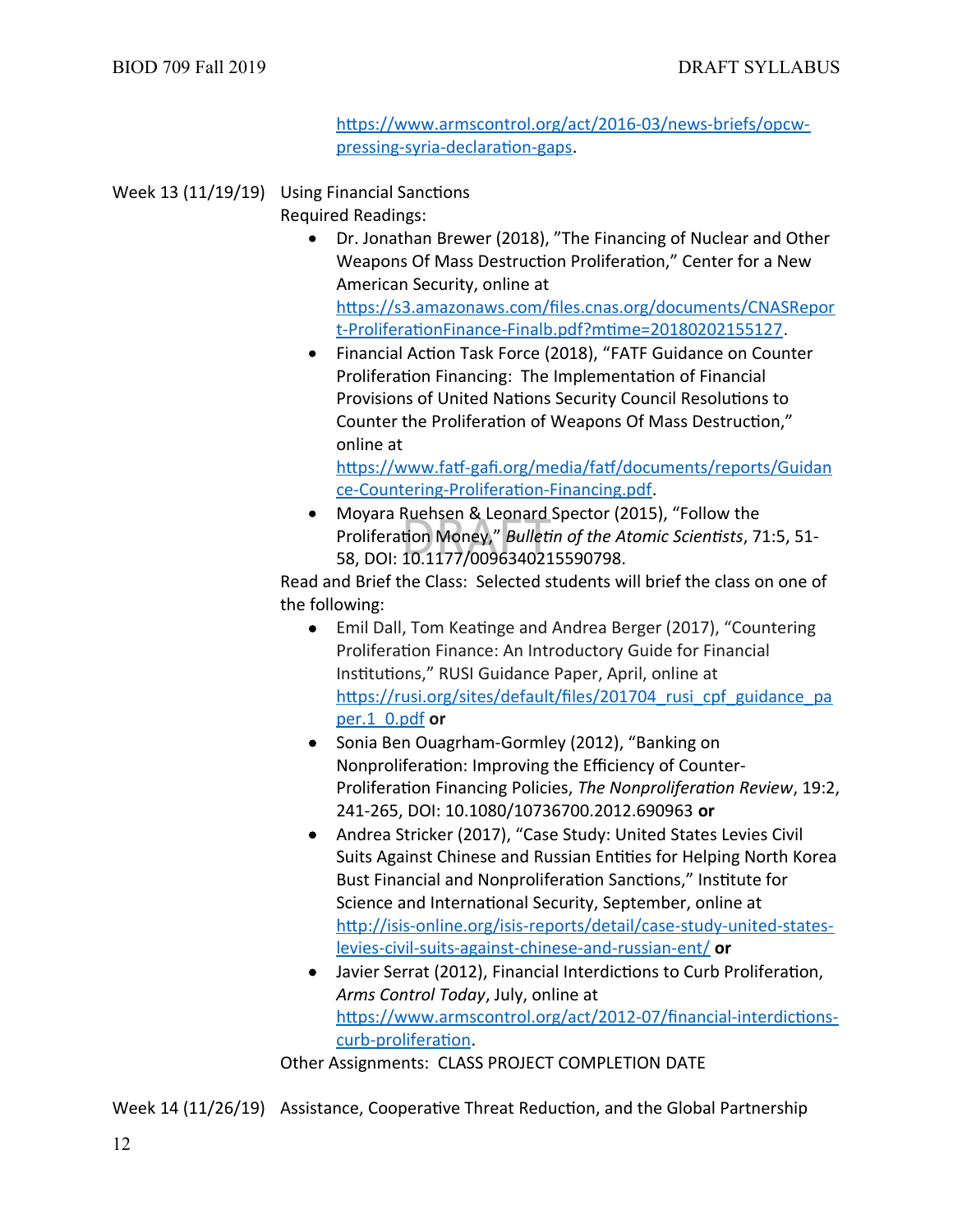https://www.armscontrol.org/act/2016-03/news-briefs/opcw-pressing-syria-declaration-gaps.

Week 13 (11/19/19) Using Financial Sanctions

Required Readings:

- Dr. Jonathan Brewer (2018), "The Financing of Nuclear and Other Weapons Of Mass Destruction Proliferation," Center for a New American Security, online at https://s3.amazonaws.com/files.cnas.org/documents/CNASReport-ProliferationFinance-Finalb.pdf?mtime=20180202155127.
- Financial Action Task Force (2018), "FATF Guidance on Counter Proliferation Financing: The Implementation of Financial Provisions of United Nations Security Council Resolutions to Counter the Proliferation of Weapons Of Mass Destruction," online at https://www.fatf-gafi.org/media/fatf/documents/reports/Guidance-Countering-Proliferation-Financing.pdf.
- Moyara Ruehsen & Leonard Spector (2015), "Follow the Proliferation Money," *Bulletin of the Atomic Scientists*, 71:5, 51-58, DOI: 10.1177/0096340215590798.

Read and Brief the Class: Selected students will brief the class on one of the following:

- Emil Dall, Tom Keatinge and Andrea Berger (2017), "Countering Proliferation Finance: An Introductory Guide for Financial Institutions," RUSI Guidance Paper, April, online at https://rusi.org/sites/default/files/201704_rusi_cpf_guidance_paper.1_0.pdf **or**
- Sonia Ben Ouagrham-Gormley (2012), "Banking on Nonproliferation: Improving the Efficiency of Counter-Proliferation Financing Policies, *The Nonproliferation Review*, 19:2, 241-265, DOI: 10.1080/10736700.2012.690963 **or**
- Andrea Stricker (2017), "Case Study: United States Levies Civil Suits Against Chinese and Russian Entities for Helping North Korea Bust Financial and Nonproliferation Sanctions," Institute for Science and International Security, September, online at http://isis-online.org/isis-reports/detail/case-study-united-states-levies-civil-suits-against-chinese-and-russian-ent/ **or**
- Javier Serrat (2012), Financial Interdictions to Curb Proliferation, *Arms Control Today*, July, online at https://www.armscontrol.org/act/2012-07/financial-interdictions-curb-proliferation.

Other Assignments: CLASS PROJECT COMPLETION DATE

Week 14 (11/26/19) Assistance, Cooperative Threat Reduction, and the Global Partnership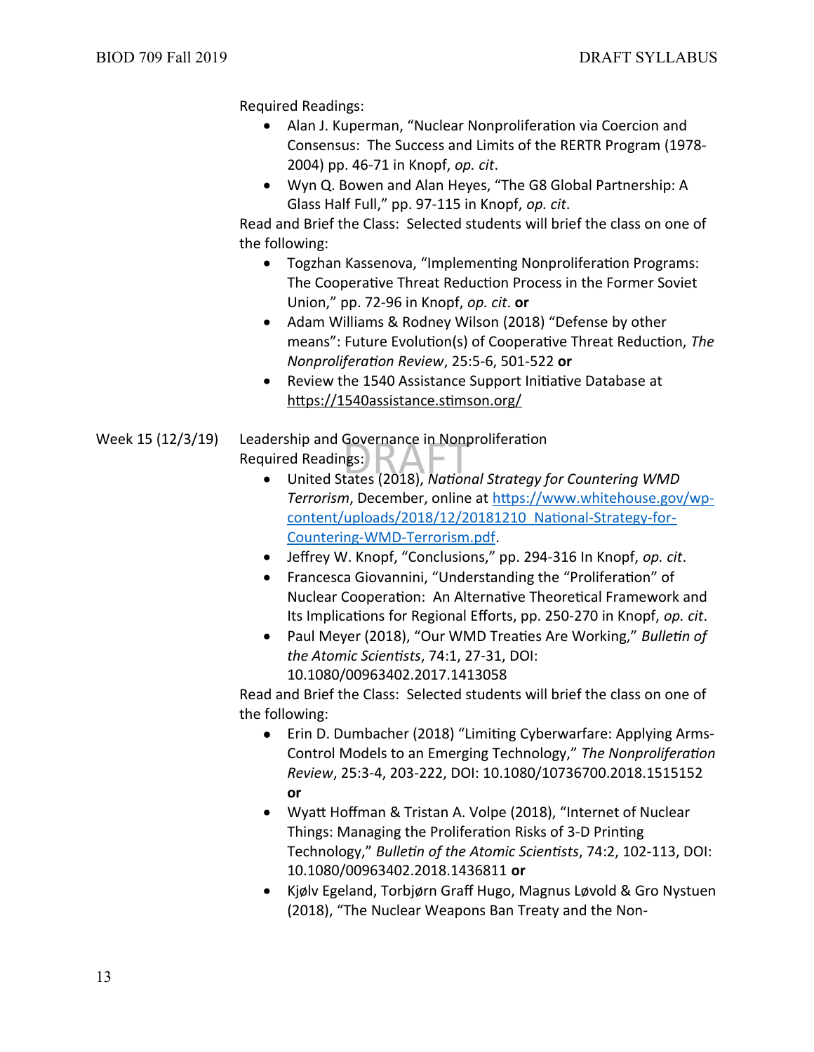Required Readings:

- Alan J. Kuperman, "Nuclear Nonproliferation via Coercion and Consensus: The Success and Limits of the RERTR Program (1978-2004) pp. 46-71 in Knopf, *op. cit*.
- Wyn Q. Bowen and Alan Heyes, "The G8 Global Partnership: A Glass Half Full," pp. 97-115 in Knopf, *op. cit*.

Read and Brief the Class: Selected students will brief the class on one of the following:

- Togzhan Kassenova, "Implementing Nonproliferation Programs: The Cooperative Threat Reduction Process in the Former Soviet Union," pp. 72-96 in Knopf, *op. cit*. **or**
- Adam Williams & Rodney Wilson (2018) "Defense by other means": Future Evolution(s) of Cooperative Threat Reduction, *The Nonproliferation Review*, 25:5-6, 501-522 **or**
- Review the 1540 Assistance Support Initiative Database at https://1540assistance.stimson.org/

Week 15 (12/3/19) Leadership and Governance in Nonproliferation

Required Readings:

- United States (2018), *National Strategy for Countering WMD Terrorism*, December, online at https://www.whitehouse.gov/wp-content/uploads/2018/12/20181210_National-Strategy-for-Countering-WMD-Terrorism.pdf.
- Jeffrey W. Knopf, "Conclusions," pp. 294-316 In Knopf, *op. cit*.
- Francesca Giovannini, "Understanding the "Proliferation" of Nuclear Cooperation: An Alternative Theoretical Framework and Its Implications for Regional Efforts, pp. 250-270 in Knopf, *op. cit*.
- Paul Meyer (2018), "Our WMD Treaties Are Working," *Bulletin of the Atomic Scientists*, 74:1, 27-31, DOI: 10.1080/00963402.2017.1413058

Read and Brief the Class: Selected students will brief the class on one of the following:

- Erin D. Dumbacher (2018) "Limiting Cyberwarfare: Applying Arms-Control Models to an Emerging Technology," *The Nonproliferation Review*, 25:3-4, 203-222, DOI: 10.1080/10736700.2018.1515152 **or**
- Wyatt Hoffman & Tristan A. Volpe (2018), "Internet of Nuclear Things: Managing the Proliferation Risks of 3-D Printing Technology," *Bulletin of the Atomic Scientists*, 74:2, 102-113, DOI: 10.1080/00963402.2018.1436811 **or**
- Kjølv Egeland, Torbjørn Graff Hugo, Magnus Løvold & Gro Nystuen (2018), "The Nuclear Weapons Ban Treaty and the Non-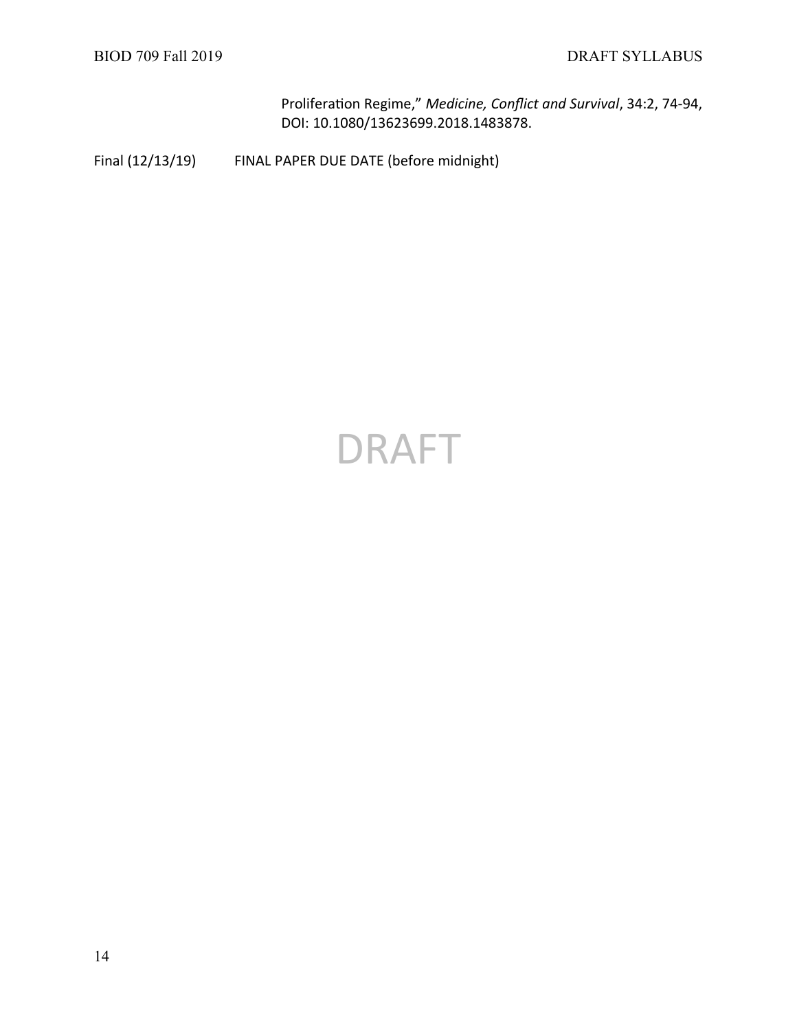Proliferation Regime," *Medicine, Conflict and Survival*, 34:2, 74-94, DOI: 10.1080/13623699.2018.1483878.

Final (12/13/19) FINAL PAPER DUE DATE (before midnight)

DRAFT